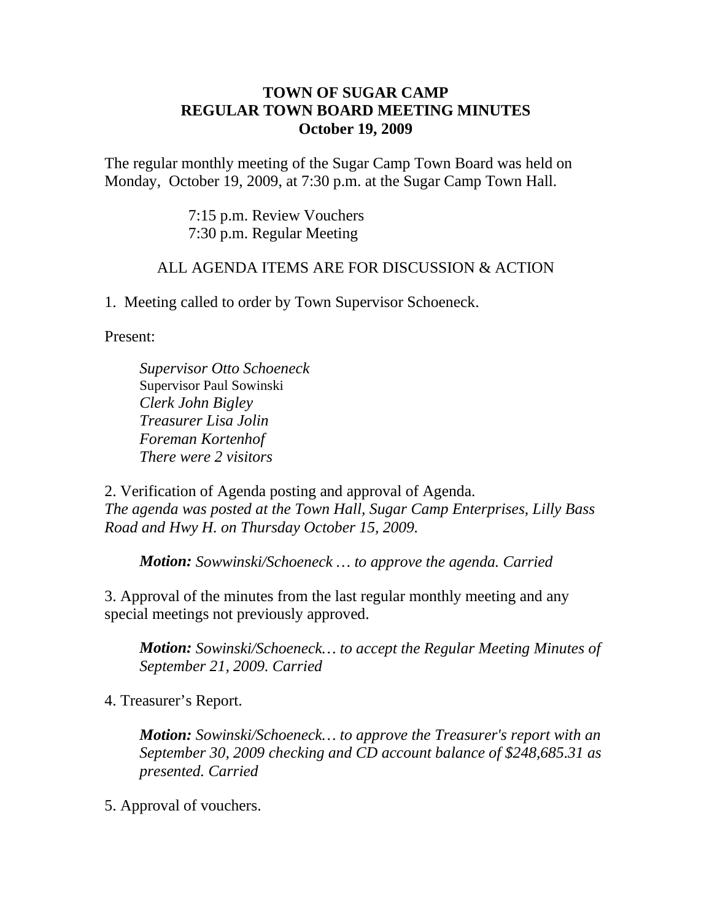# TOWN OF SUGAR CAMP
## REGULAR TOWN BOARD MEETING MINUTES
### October 19, 2009

The regular monthly meeting of the Sugar Camp Town Board was held on Monday, October 19, 2009, at 7:30 p.m. at the Sugar Camp Town Hall.

7:15 p.m. Review Vouchers
7:30 p.m. Regular Meeting

ALL AGENDA ITEMS ARE FOR DISCUSSION & ACTION

1. Meeting called to order by Town Supervisor Schoeneck.

Present:

*Supervisor Otto Schoeneck*
Supervisor Paul Sowinski
*Clerk John Bigley*
*Treasurer Lisa Jolin*
*Foreman Kortenhof*
*There were 2 visitors*

2. Verification of Agenda posting and approval of Agenda.
*The agenda was posted at the Town Hall, Sugar Camp Enterprises, Lilly Bass Road and Hwy H. on Thursday October 15, 2009.*

***Motion:*** *Sowwinski/Schoeneck … to approve the agenda. Carried*

3. Approval of the minutes from the last regular monthly meeting and any special meetings not previously approved.

***Motion:*** *Sowinski/Schoeneck… to accept the Regular Meeting Minutes of September 21, 2009. Carried*

4. Treasurer's Report.

***Motion:*** *Sowinski/Schoeneck… to approve the Treasurer's report with an September 30, 2009 checking and CD account balance of $248,685.31 as presented. Carried*

5. Approval of vouchers.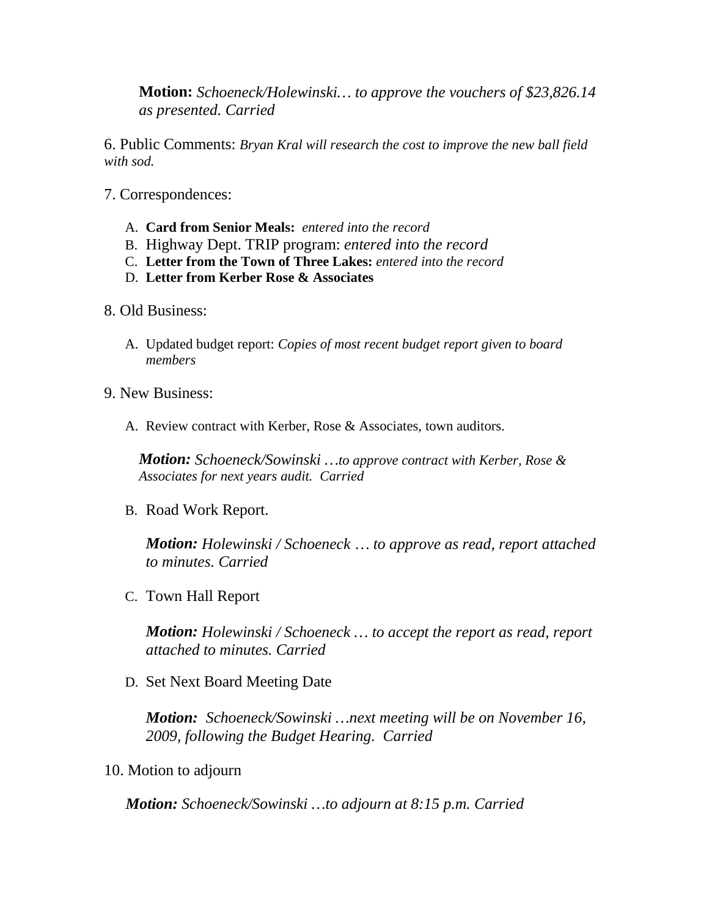**Motion:** *Schoeneck/Holewinski… to approve the vouchers of $23,826.14 as presented. Carried*

6. Public Comments: *Bryan Kral will research the cost to improve the new ball field with sod.*

7. Correspondences:

   A. **Card from Senior Meals:** *entered into the record*
   B. Highway Dept. TRIP program: *entered into the record*
   C. **Letter from the Town of Three Lakes:** *entered into the record*
   D. **Letter from Kerber Rose & Associates**

8. Old Business:

   A. Updated budget report: *Copies of most recent budget report given to board members*

9. New Business:

   A. Review contract with Kerber, Rose & Associates, town auditors.

   ***Motion:*** *Schoeneck/Sowinski …to approve contract with Kerber, Rose & Associates for next years audit. Carried*

   B. Road Work Report.

   ***Motion:*** *Holewinski / Schoeneck … to approve as read, report attached to minutes. Carried*

   C. Town Hall Report

   ***Motion:*** *Holewinski / Schoeneck … to accept the report as read, report attached to minutes. Carried*

   D. Set Next Board Meeting Date

   ***Motion:*** *Schoeneck/Sowinski …next meeting will be on November 16, 2009, following the Budget Hearing. Carried*

10. Motion to adjourn

***Motion:*** *Schoeneck/Sowinski …to adjourn at 8:15 p.m. Carried*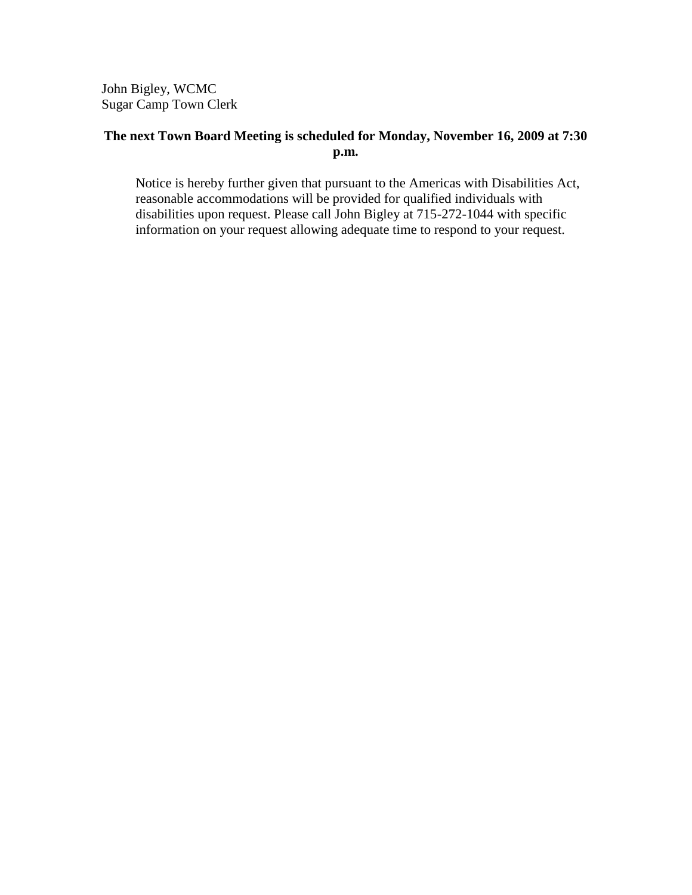John Bigley, WCMC
Sugar Camp Town Clerk

**The next Town Board Meeting is scheduled for Monday, November 16, 2009 at 7:30 p.m.**

Notice is hereby further given that pursuant to the Americas with Disabilities Act, reasonable accommodations will be provided for qualified individuals with disabilities upon request. Please call John Bigley at 715-272-1044 with specific information on your request allowing adequate time to respond to your request.